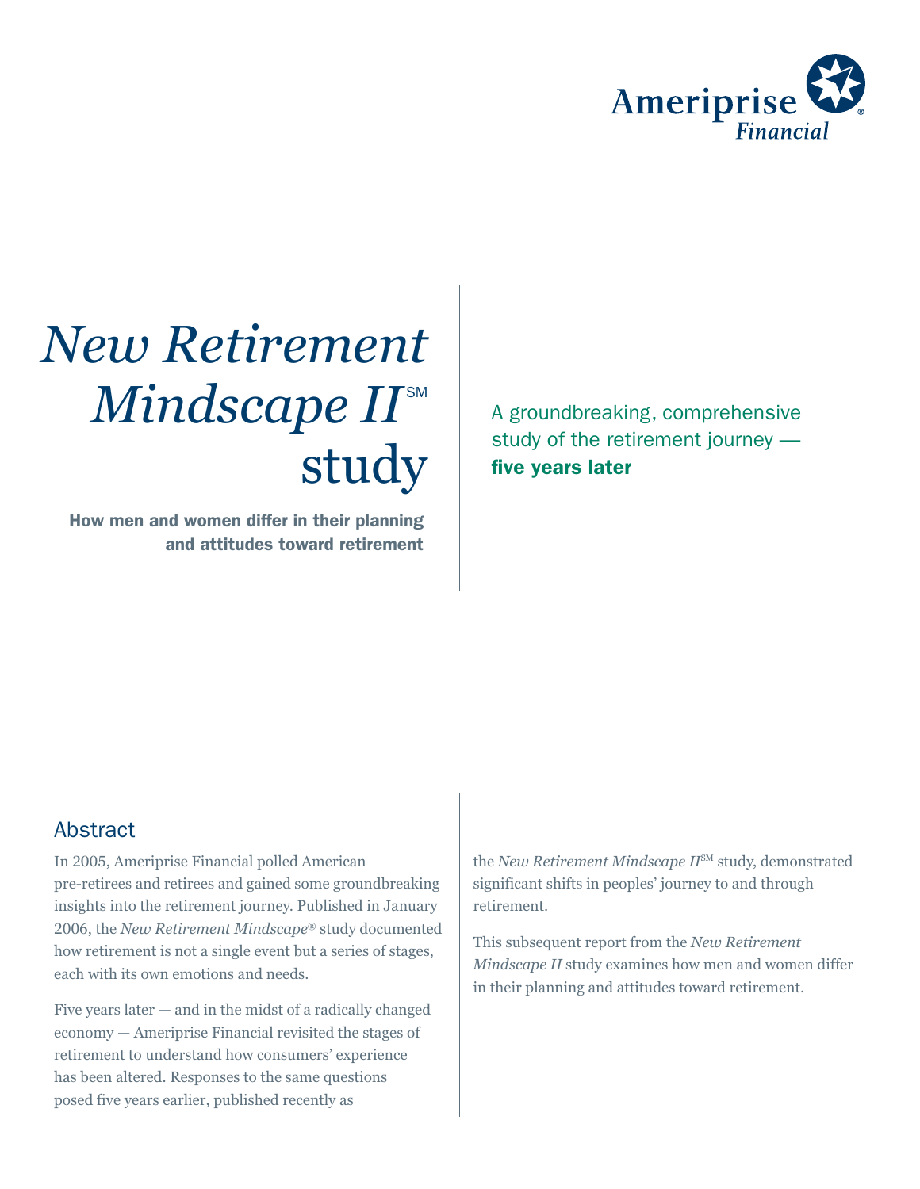Ameriprise Financial

# *New Retirement Mindscape II*℠ study

**How men and women differ in their planning and attitudes toward retirement**

A groundbreaking, comprehensive study of the retirement journey — **five years later**

## Abstract

In 2005, Ameriprise Financial polled American pre-retirees and retirees and gained some groundbreaking insights into the retirement journey. Published in January 2006, the *New Retirement Mindscape®* study documented how retirement is not a single event but a series of stages, each with its own emotions and needs.

Five years later — and in the midst of a radically changed economy — Ameriprise Financial revisited the stages of retirement to understand how consumers' experience has been altered. Responses to the same questions posed five years earlier, published recently as the *New Retirement Mindscape II*℠ study, demonstrated significant shifts in peoples' journey to and through retirement.

This subsequent report from the *New Retirement Mindscape II* study examines how men and women differ in their planning and attitudes toward retirement.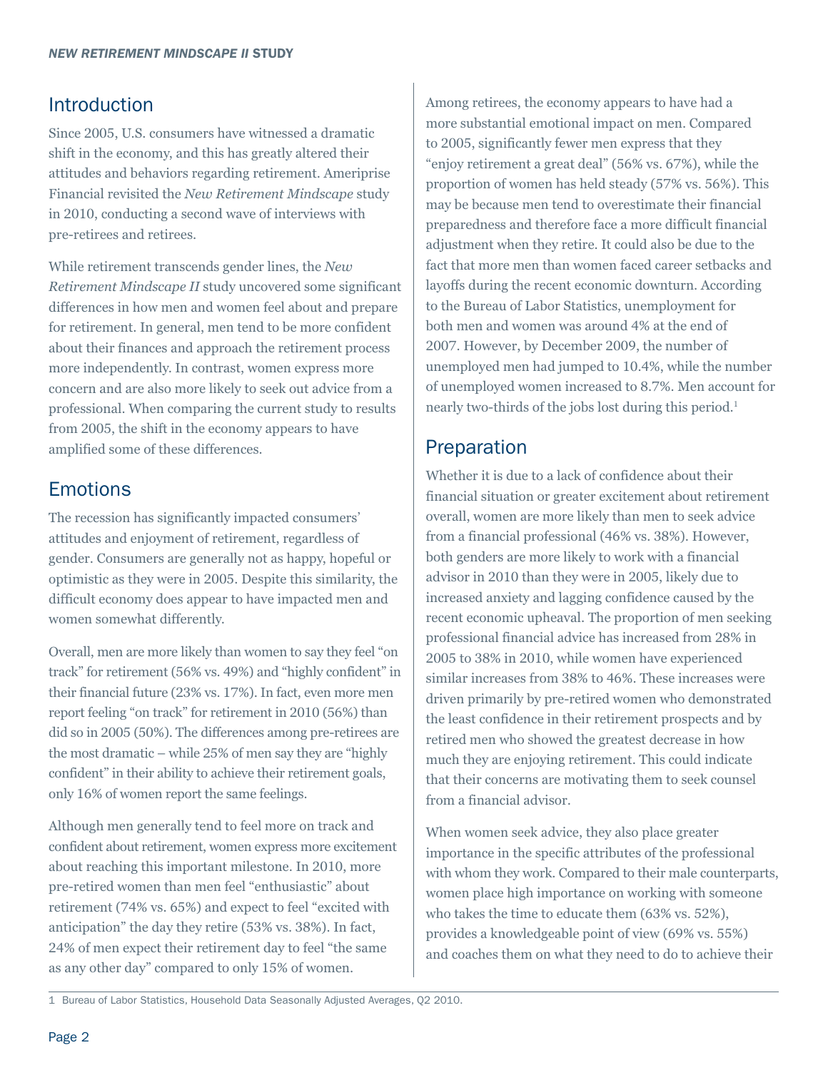## Introduction

Since 2005, U.S. consumers have witnessed a dramatic shift in the economy, and this has greatly altered their attitudes and behaviors regarding retirement. Ameriprise Financial revisited the *New Retirement Mindscape* study in 2010, conducting a second wave of interviews with pre-retirees and retirees.

While retirement transcends gender lines, the *New Retirement Mindscape II* study uncovered some significant differences in how men and women feel about and prepare for retirement. In general, men tend to be more confident about their finances and approach the retirement process more independently. In contrast, women express more concern and are also more likely to seek out advice from a professional. When comparing the current study to results from 2005, the shift in the economy appears to have amplified some of these differences.

## Emotions

The recession has significantly impacted consumers' attitudes and enjoyment of retirement, regardless of gender. Consumers are generally not as happy, hopeful or optimistic as they were in 2005. Despite this similarity, the difficult economy does appear to have impacted men and women somewhat differently.

Overall, men are more likely than women to say they feel "on track" for retirement (56% vs. 49%) and "highly confident" in their financial future (23% vs. 17%). In fact, even more men report feeling "on track" for retirement in 2010 (56%) than did so in 2005 (50%). The differences among pre-retirees are the most dramatic – while 25% of men say they are "highly confident" in their ability to achieve their retirement goals, only 16% of women report the same feelings.

Although men generally tend to feel more on track and confident about retirement, women express more excitement about reaching this important milestone. In 2010, more pre-retired women than men feel "enthusiastic" about retirement (74% vs. 65%) and expect to feel "excited with anticipation" the day they retire (53% vs. 38%). In fact, 24% of men expect their retirement day to feel "the same as any other day" compared to only 15% of women.

Among retirees, the economy appears to have had a more substantial emotional impact on men. Compared to 2005, significantly fewer men express that they "enjoy retirement a great deal" (56% vs. 67%), while the proportion of women has held steady (57% vs. 56%). This may be because men tend to overestimate their financial preparedness and therefore face a more difficult financial adjustment when they retire. It could also be due to the fact that more men than women faced career setbacks and layoffs during the recent economic downturn. According to the Bureau of Labor Statistics, unemployment for both men and women was around 4% at the end of 2007. However, by December 2009, the number of unemployed men had jumped to 10.4%, while the number of unemployed women increased to 8.7%. Men account for nearly two-thirds of the jobs lost during this period.[1]

## Preparation

Whether it is due to a lack of confidence about their financial situation or greater excitement about retirement overall, women are more likely than men to seek advice from a financial professional (46% vs. 38%). However, both genders are more likely to work with a financial advisor in 2010 than they were in 2005, likely due to increased anxiety and lagging confidence caused by the recent economic upheaval. The proportion of men seeking professional financial advice has increased from 28% in 2005 to 38% in 2010, while women have experienced similar increases from 38% to 46%. These increases were driven primarily by pre-retired women who demonstrated the least confidence in their retirement prospects and by retired men who showed the greatest decrease in how much they are enjoying retirement. This could indicate that their concerns are motivating them to seek counsel from a financial advisor.

When women seek advice, they also place greater importance in the specific attributes of the professional with whom they work. Compared to their male counterparts, women place high importance on working with someone who takes the time to educate them (63% vs. 52%), provides a knowledgeable point of view (69% vs. 55%) and coaches them on what they need to do to achieve their

[1] Bureau of Labor Statistics, Household Data Seasonally Adjusted Averages, Q2 2010.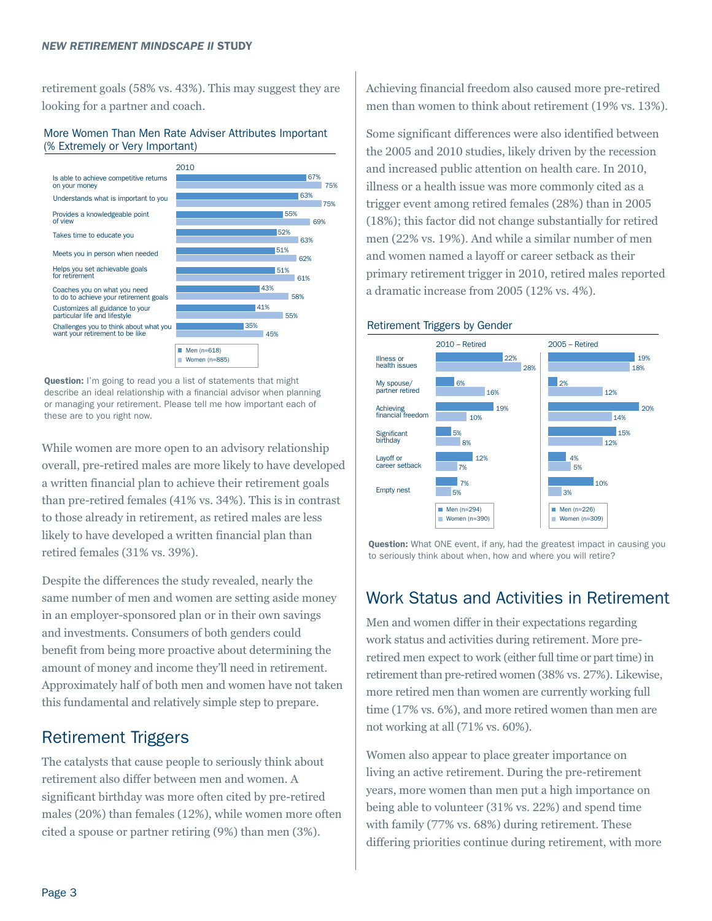retirement goals (58% vs. 43%). This may suggest they are looking for a partner and coach.

**More Women Than Men Rate Adviser Attributes Important (% Extremely or Very Important)**

| 2010 | Men (n=618) | Women (n=885) |
|---|---|---|
| Is able to achieve competitive returns on your money | 67% | 75% |
| Understands what is important to you | 63% | 75% |
| Provides a knowledgeable point of view | 55% | 69% |
| Takes time to educate you | 52% | 63% |
| Meets you in person when needed | 51% | 62% |
| Helps you set achievable goals for retirement | 51% | 61% |
| Coaches you on what you need to do to achieve your retirement goals | 43% | 58% |
| Customizes all guidance to your particular life and lifestyle | 41% | 55% |
| Challenges you to think about what you want your retirement to be like | 35% | 45% |

**Question:** I'm going to read you a list of statements that might describe an ideal relationship with a financial advisor when planning or managing your retirement. Please tell me how important each of these are to you right now.

While women are more open to an advisory relationship overall, pre-retired males are more likely to have developed a written financial plan to achieve their retirement goals than pre-retired females (41% vs. 34%). This is in contrast to those already in retirement, as retired males are less likely to have developed a written financial plan than retired females (31% vs. 39%).

Despite the differences the study revealed, nearly the same number of men and women are setting aside money in an employer-sponsored plan or in their own savings and investments. Consumers of both genders could benefit from being more proactive about determining the amount of money and income they'll need in retirement. Approximately half of both men and women have not taken this fundamental and relatively simple step to prepare.

## Retirement Triggers

The catalysts that cause people to seriously think about retirement also differ between men and women. A significant birthday was more often cited by pre-retired males (20%) than females (12%), while women more often cited a spouse or partner retiring (9%) than men (3%).

Achieving financial freedom also caused more pre-retired men than women to think about retirement (19% vs. 13%).

Some significant differences were also identified between the 2005 and 2010 studies, likely driven by the recession and increased public attention on health care. In 2010, illness or a health issue was more commonly cited as a trigger event among retired females (28%) than in 2005 (18%); this factor did not change substantially for retired men (22% vs. 19%). And while a similar number of men and women named a layoff or career setback as their primary retirement trigger in 2010, retired males reported a dramatic increase from 2005 (12% vs. 4%).

**Retirement Triggers by Gender**

| | 2010 – Retired: Men (n=294) | 2010 – Retired: Women (n=390) | 2005 – Retired: Men (n=226) | 2005 – Retired: Women (n=309) |
|---|---|---|---|---|
| Illness or health issues | 22% | 28% | 19% | 18% |
| My spouse/ partner retired | 6% | 16% | 2% | 12% |
| Achieving financial freedom | 19% | 10% | 20% | 14% |
| Significant birthday | 5% | 8% | 15% | 12% |
| Layoff or career setback | 12% | 7% | 4% | 5% |
| Empty nest | 7% | 5% | 10% | 3% |

**Question:** What ONE event, if any, had the greatest impact in causing you to seriously think about when, how and where you will retire?

## Work Status and Activities in Retirement

Men and women differ in their expectations regarding work status and activities during retirement. More pre-retired men expect to work (either full time or part time) in retirement than pre-retired women (38% vs. 27%). Likewise, more retired men than women are currently working full time (17% vs. 6%), and more retired women than men are not working at all (71% vs. 60%).

Women also appear to place greater importance on living an active retirement. During the pre-retirement years, more women than men put a high importance on being able to volunteer (31% vs. 22%) and spend time with family (77% vs. 68%) during retirement. These differing priorities continue during retirement, with more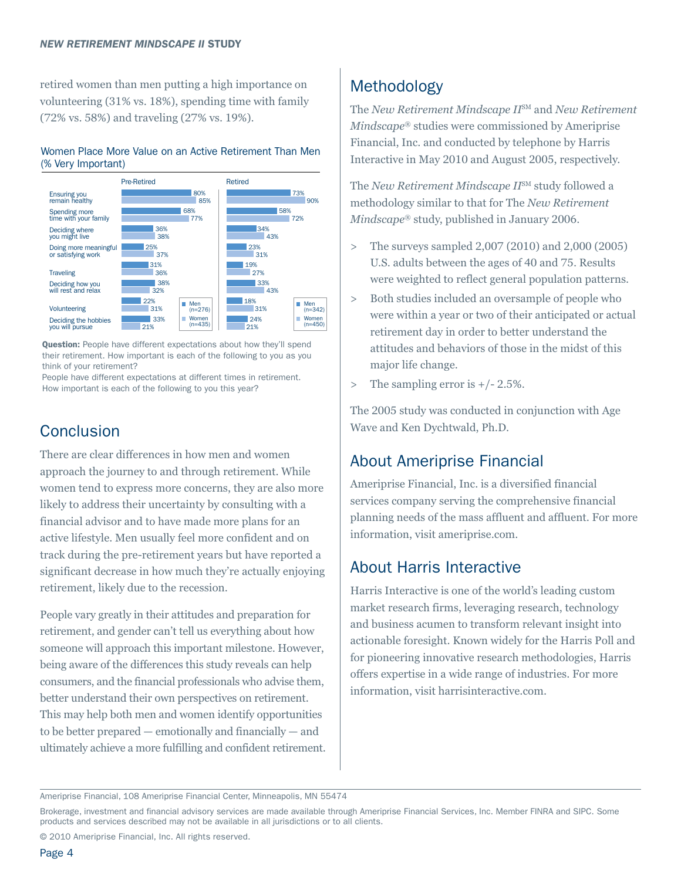retired women than men putting a high importance on volunteering (31% vs. 18%), spending time with family (72% vs. 58%) and traveling (27% vs. 19%).

Women Place More Value on an Active Retirement Than Men (% Very Important)

Pre-Retired

Retired

Ensuring you remain healthy 80% 85% 73% 90%

Spending more time with your family 68% 77% 58% 72%

Deciding where you might live 36% 38% 34% 43%

Doing more meaningful or satisfying work 25% 37% 23% 31%

Traveling 31% 36% 19% 27%

Deciding how you will rest and relax 38% 32% 33% 43%

Volunteering 22% 31% 18% 31%

Deciding the hobbies you will pursue 33% 21% 24% 21%

Men (n=276) Women (n=435)

Men (n=342) Women (n=450)

**Question:** People have different expectations about how they'll spend their retirement. How important is each of the following to you as you think of your retirement?
People have different expectations at different times in retirement. How important is each of the following to you this year?

## Conclusion

There are clear differences in how men and women approach the journey to and through retirement. While women tend to express more concerns, they are also more likely to address their uncertainty by consulting with a financial advisor and to have made more plans for an active lifestyle. Men usually feel more confident and on track during the pre-retirement years but have reported a significant decrease in how much they're actually enjoying retirement, likely due to the recession.

People vary greatly in their attitudes and preparation for retirement, and gender can't tell us everything about how someone will approach this important milestone. However, being aware of the differences this study reveals can help consumers, and the financial professionals who advise them, better understand their own perspectives on retirement. This may help both men and women identify opportunities to be better prepared — emotionally and financially — and ultimately achieve a more fulfilling and confident retirement.

## Methodology

The *New Retirement Mindscape II*SM and *New Retirement Mindscape*® studies were commissioned by Ameriprise Financial, Inc. and conducted by telephone by Harris Interactive in May 2010 and August 2005, respectively.

The *New Retirement Mindscape II*SM study followed a methodology similar to that for The *New Retirement Mindscape*® study, published in January 2006.

> The surveys sampled 2,007 (2010) and 2,000 (2005) U.S. adults between the ages of 40 and 75. Results were weighted to reflect general population patterns.

> Both studies included an oversample of people who were within a year or two of their anticipated or actual retirement day in order to better understand the attitudes and behaviors of those in the midst of this major life change.

> The sampling error is +/- 2.5%.

The 2005 study was conducted in conjunction with Age Wave and Ken Dychtwald, Ph.D.

## About Ameriprise Financial

Ameriprise Financial, Inc. is a diversified financial services company serving the comprehensive financial planning needs of the mass affluent and affluent. For more information, visit ameriprise.com.

## About Harris Interactive

Harris Interactive is one of the world's leading custom market research firms, leveraging research, technology and business acumen to transform relevant insight into actionable foresight. Known widely for the Harris Poll and for pioneering innovative research methodologies, Harris offers expertise in a wide range of industries. For more information, visit harrisinteractive.com.

Ameriprise Financial, 108 Ameriprise Financial Center, Minneapolis, MN 55474

Brokerage, investment and financial advisory services are made available through Ameriprise Financial Services, Inc. Member FINRA and SIPC. Some products and services described may not be available in all jurisdictions or to all clients.

© 2010 Ameriprise Financial, Inc. All rights reserved.